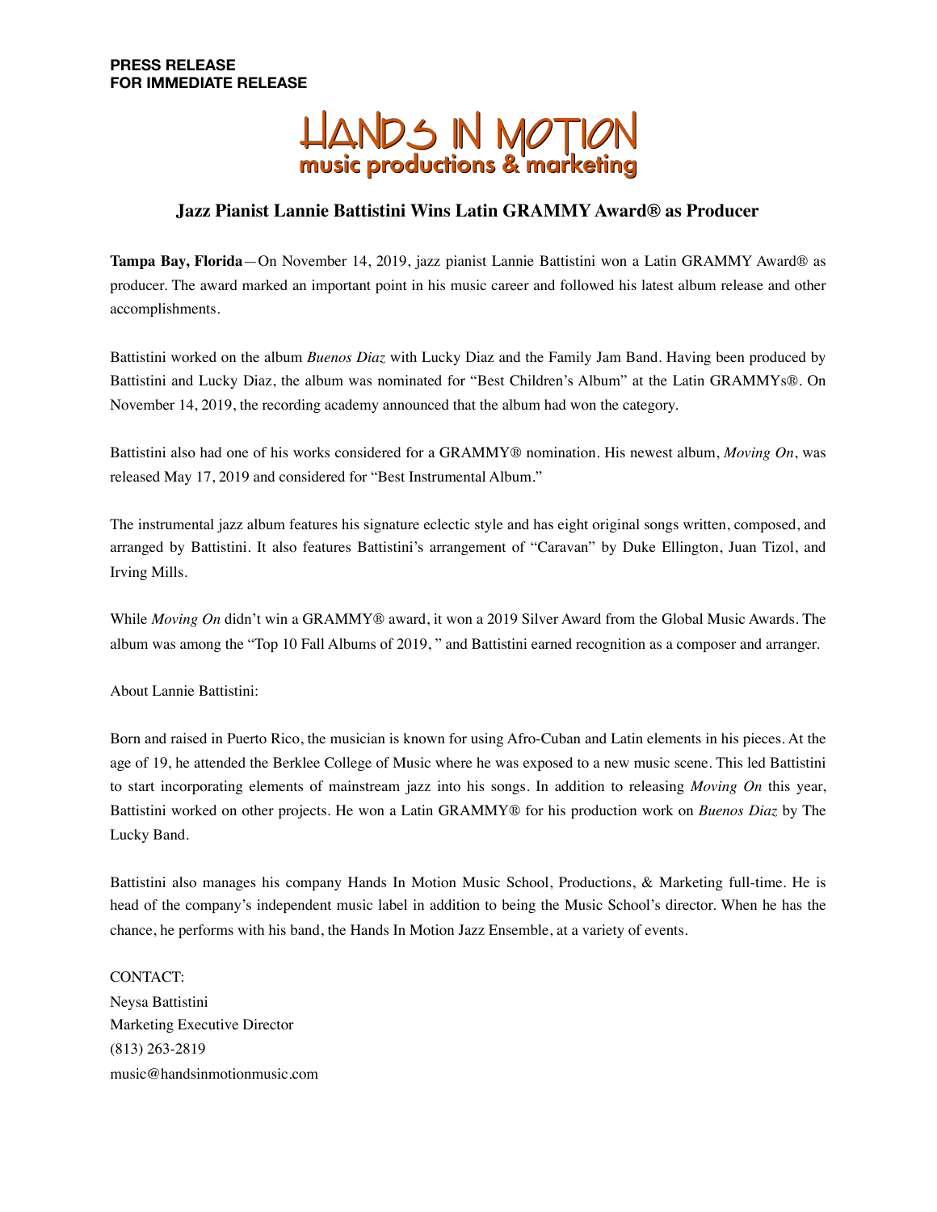**PRESS RELEASE**
**FOR IMMEDIATE RELEASE**

HANDS IN MOTION
music productions & marketing

## Jazz Pianist Lannie Battistini Wins Latin GRAMMY Award® as Producer

**Tampa Bay, Florida**—On November 14, 2019, jazz pianist Lannie Battistini won a Latin GRAMMY Award® as producer. The award marked an important point in his music career and followed his latest album release and other accomplishments.

Battistini worked on the album *Buenos Diaz* with Lucky Diaz and the Family Jam Band. Having been produced by Battistini and Lucky Diaz, the album was nominated for "Best Children's Album" at the Latin GRAMMYs®. On November 14, 2019, the recording academy announced that the album had won the category.

Battistini also had one of his works considered for a GRAMMY® nomination. His newest album, *Moving On*, was released May 17, 2019 and considered for "Best Instrumental Album."

The instrumental jazz album features his signature eclectic style and has eight original songs written, composed, and arranged by Battistini. It also features Battistini's arrangement of "Caravan" by Duke Ellington, Juan Tizol, and Irving Mills.

While *Moving On* didn't win a GRAMMY® award, it won a 2019 Silver Award from the Global Music Awards. The album was among the "Top 10 Fall Albums of 2019, " and Battistini earned recognition as a composer and arranger.

About Lannie Battistini:

Born and raised in Puerto Rico, the musician is known for using Afro-Cuban and Latin elements in his pieces. At the age of 19, he attended the Berklee College of Music where he was exposed to a new music scene. This led Battistini to start incorporating elements of mainstream jazz into his songs. In addition to releasing *Moving On* this year, Battistini worked on other projects. He won a Latin GRAMMY® for his production work on *Buenos Diaz* by The Lucky Band.

Battistini also manages his company Hands In Motion Music School, Productions, & Marketing full-time. He is head of the company's independent music label in addition to being the Music School's director. When he has the chance, he performs with his band, the Hands In Motion Jazz Ensemble, at a variety of events.

CONTACT:
Neysa Battistini
Marketing Executive Director
(813) 263-2819
music@handsinmotionmusic.com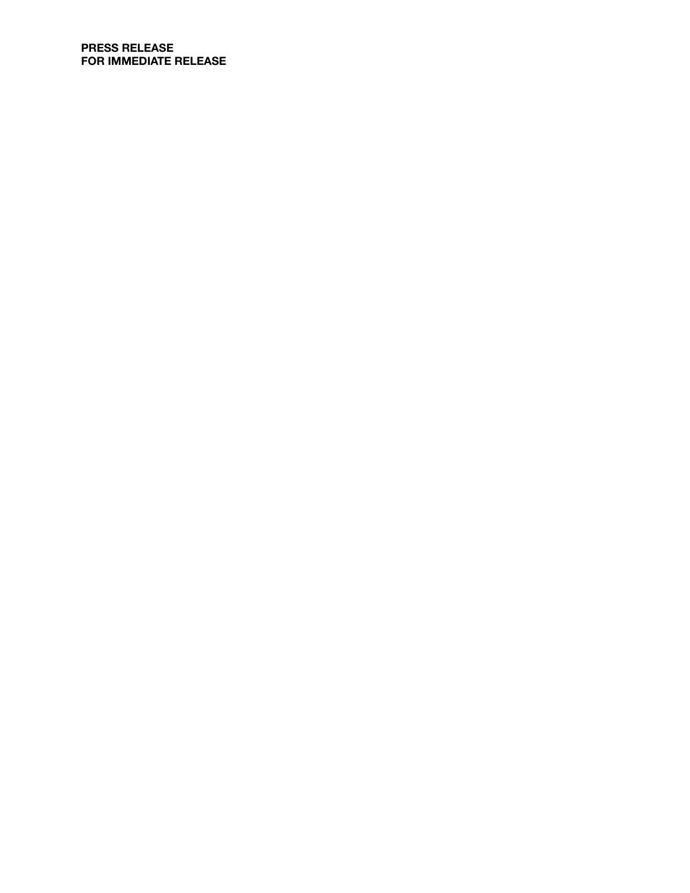**PRESS RELEASE**
**FOR IMMEDIATE RELEASE**